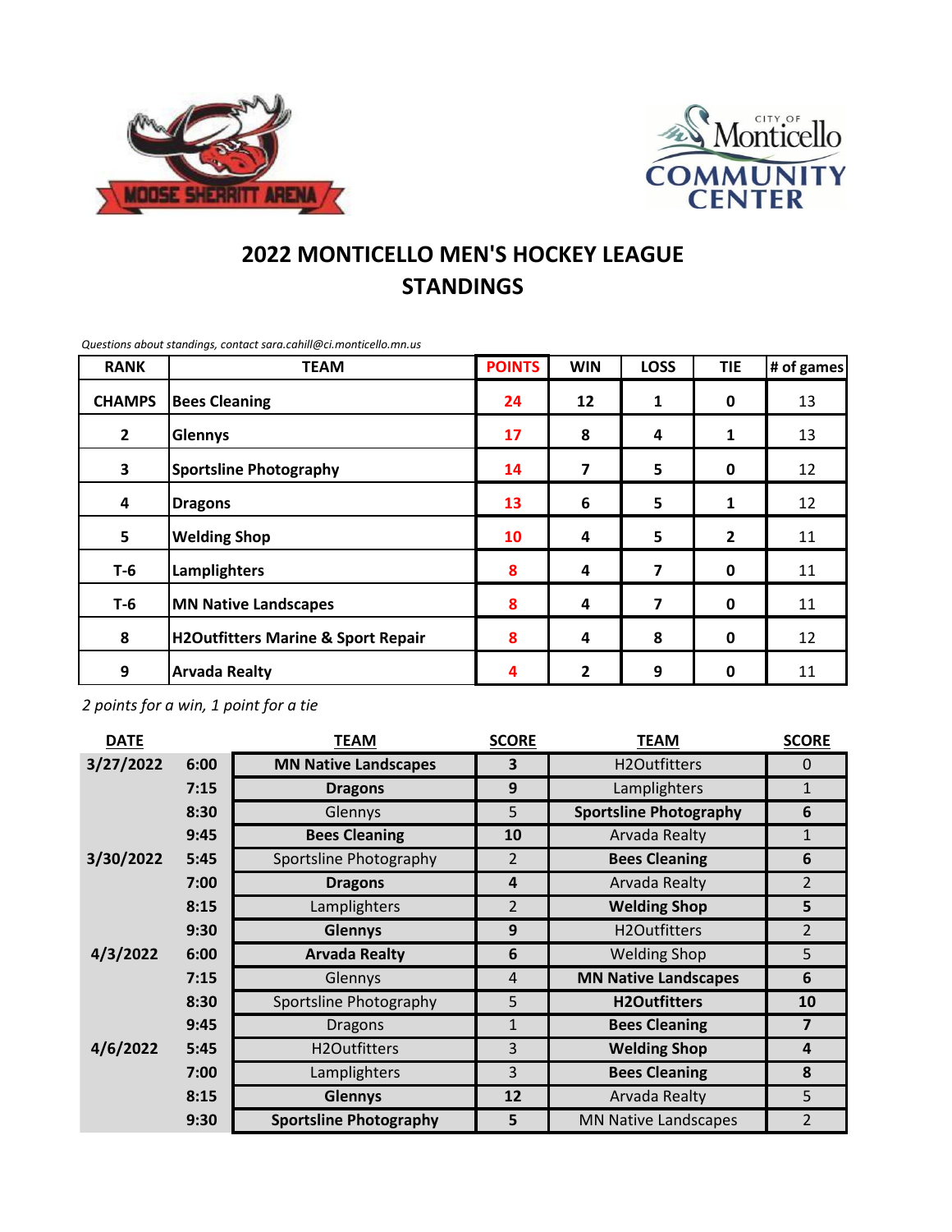# 2022 MONTICELLO MEN'S HOCKEY LEAGUE STANDINGS

*Questions about standings, contact sara.cahill@ci.monticello.mn.us*

| RANK | TEAM | POINTS | WIN | LOSS | TIE | # of games |
|---|---|---|---|---|---|---|
| **CHAMPS** | **Bees Cleaning** | **24** | **12** | **1** | **0** | 13 |
| **2** | **Glennys** | **17** | **8** | **4** | **1** | 13 |
| **3** | **Sportsline Photography** | **14** | **7** | **5** | **0** | 12 |
| **4** | **Dragons** | **13** | **6** | **5** | **1** | 12 |
| **5** | **Welding Shop** | **10** | **4** | **5** | **2** | 11 |
| **T-6** | **Lamplighters** | **8** | **4** | **7** | **0** | 11 |
| **T-6** | **MN Native Landscapes** | **8** | **4** | **7** | **0** | 11 |
| **8** | **H2Outfitters Marine & Sport Repair** | **8** | **4** | **8** | **0** | 12 |
| **9** | **Arvada Realty** | **4** | **2** | **9** | **0** | 11 |

*2 points for a win, 1 point for a tie*

| DATE | | TEAM | SCORE | TEAM | SCORE |
|---|---|---|---|---|---|
| **3/27/2022** | **6:00** | **MN Native Landscapes** | **3** | H2Outfitters | 0 |
| | **7:15** | **Dragons** | **9** | Lamplighters | 1 |
| | **8:30** | Glennys | 5 | **Sportsline Photography** | **6** |
| | **9:45** | **Bees Cleaning** | **10** | Arvada Realty | 1 |
| **3/30/2022** | **5:45** | Sportsline Photography | 2 | **Bees Cleaning** | **6** |
| | **7:00** | **Dragons** | **4** | Arvada Realty | 2 |
| | **8:15** | Lamplighters | 2 | **Welding Shop** | **5** |
| | **9:30** | **Glennys** | **9** | H2Outfitters | 2 |
| **4/3/2022** | **6:00** | **Arvada Realty** | **6** | Welding Shop | 5 |
| | **7:15** | Glennys | 4 | **MN Native Landscapes** | **6** |
| | **8:30** | Sportsline Photography | 5 | **H2Outfitters** | **10** |
| | **9:45** | Dragons | 1 | **Bees Cleaning** | **7** |
| **4/6/2022** | **5:45** | H2Outfitters | 3 | **Welding Shop** | **4** |
| | **7:00** | Lamplighters | 3 | **Bees Cleaning** | **8** |
| | **8:15** | **Glennys** | **12** | Arvada Realty | 5 |
| | **9:30** | **Sportsline Photography** | **5** | MN Native Landscapes | 2 |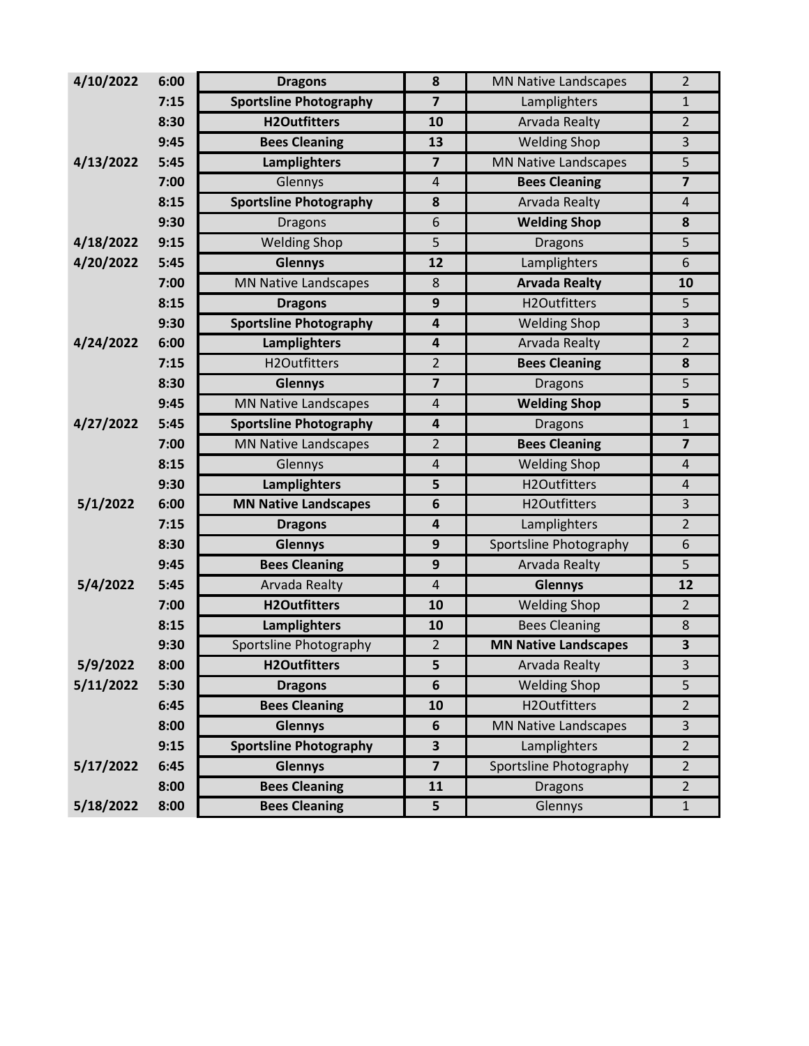| | | | | | |
|---|---|---|---|---|---|
| **4/10/2022** | **6:00** | **Dragons** | **8** | MN Native Landscapes | 2 |
| | **7:15** | **Sportsline Photography** | **7** | Lamplighters | 1 |
| | **8:30** | **H2Outfitters** | **10** | Arvada Realty | 2 |
| | **9:45** | **Bees Cleaning** | **13** | Welding Shop | 3 |
| **4/13/2022** | **5:45** | **Lamplighters** | **7** | MN Native Landscapes | 5 |
| | **7:00** | Glennys | 4 | **Bees Cleaning** | **7** |
| | **8:15** | **Sportsline Photography** | **8** | Arvada Realty | 4 |
| | **9:30** | Dragons | 6 | **Welding Shop** | **8** |
| **4/18/2022** | **9:15** | Welding Shop | 5 | Dragons | 5 |
| **4/20/2022** | **5:45** | **Glennys** | **12** | Lamplighters | 6 |
| | **7:00** | MN Native Landscapes | 8 | **Arvada Realty** | **10** |
| | **8:15** | **Dragons** | **9** | H2Outfitters | 5 |
| | **9:30** | **Sportsline Photography** | **4** | Welding Shop | 3 |
| **4/24/2022** | **6:00** | **Lamplighters** | **4** | Arvada Realty | 2 |
| | **7:15** | H2Outfitters | 2 | **Bees Cleaning** | **8** |
| | **8:30** | **Glennys** | **7** | Dragons | 5 |
| | **9:45** | MN Native Landscapes | 4 | **Welding Shop** | **5** |
| **4/27/2022** | **5:45** | **Sportsline Photography** | **4** | Dragons | 1 |
| | **7:00** | MN Native Landscapes | 2 | **Bees Cleaning** | **7** |
| | **8:15** | Glennys | 4 | Welding Shop | 4 |
| | **9:30** | **Lamplighters** | **5** | H2Outfitters | 4 |
| **5/1/2022** | **6:00** | **MN Native Landscapes** | **6** | H2Outfitters | 3 |
| | **7:15** | **Dragons** | **4** | Lamplighters | 2 |
| | **8:30** | **Glennys** | **9** | Sportsline Photography | 6 |
| | **9:45** | **Bees Cleaning** | **9** | Arvada Realty | 5 |
| **5/4/2022** | **5:45** | Arvada Realty | 4 | **Glennys** | **12** |
| | **7:00** | **H2Outfitters** | **10** | Welding Shop | 2 |
| | **8:15** | **Lamplighters** | **10** | Bees Cleaning | 8 |
| | **9:30** | Sportsline Photography | 2 | **MN Native Landscapes** | **3** |
| **5/9/2022** | **8:00** | **H2Outfitters** | **5** | Arvada Realty | 3 |
| **5/11/2022** | **5:30** | **Dragons** | **6** | Welding Shop | 5 |
| | **6:45** | **Bees Cleaning** | **10** | H2Outfitters | 2 |
| | **8:00** | **Glennys** | **6** | MN Native Landscapes | 3 |
| | **9:15** | **Sportsline Photography** | **3** | Lamplighters | 2 |
| **5/17/2022** | **6:45** | **Glennys** | **7** | Sportsline Photography | 2 |
| | **8:00** | **Bees Cleaning** | **11** | Dragons | 2 |
| **5/18/2022** | **8:00** | **Bees Cleaning** | **5** | Glennys | 1 |